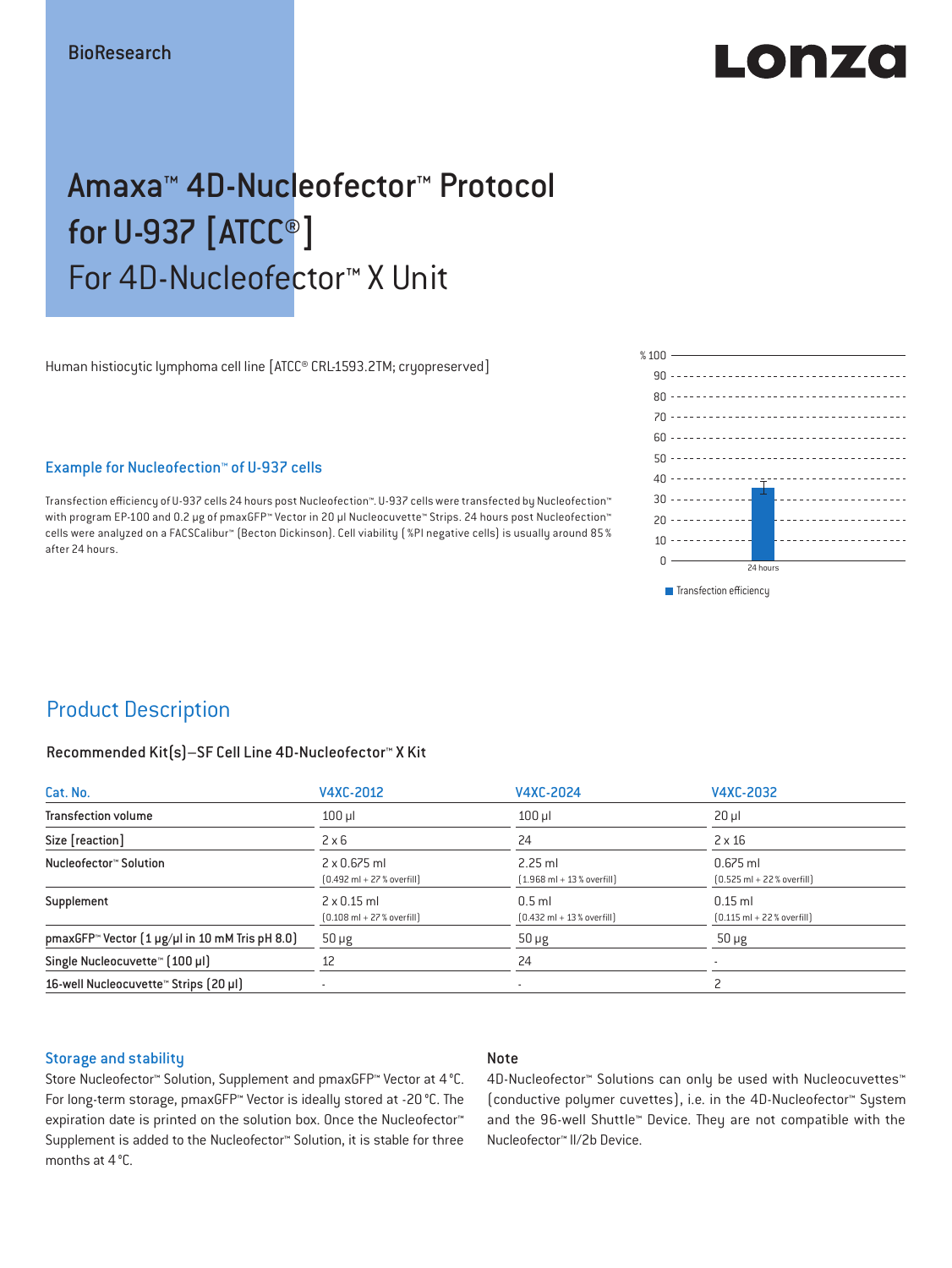BioResearch

# Amaxa™ 4D-Nucleofector™ Protocol for U-937 [ATCC®]
## For 4D-Nucleofector™ X Unit

Human histiocytic lymphoma cell line [ATCC® CRL-1593.2TM; cryopreserved]

### Example for Nucleofection™ of U-937 cells

Transfection efficiency of U-937 cells 24 hours post Nucleofection™. U-937 cells were transfected by Nucleofection™ with program EP-100 and 0.2 µg of pmaxGFP™ Vector in 20 µl Nucleocuvette™ Strips. 24 hours post Nucleofection™ cells were analyzed on a FACSCalibur™ (Becton Dickinson). Cell viability (%PI negative cells) is usually around 85% after 24 hours.

## Product Description

### Recommended Kit(s)–SF Cell Line 4D-Nucleofector™ X Kit

| Cat. No. | V4XC-2012 | V4XC-2024 | V4XC-2032 |
|---|---|---|---|
| Transfection volume | 100 µl | 100 µl | 20 µl |
| Size [reaction] | 2 x 6 | 24 | 2 x 16 |
| Nucleofector™ Solution | 2 x 0.675 ml (0.492 ml + 27% overfill) | 2.25 ml (1.968 ml + 13% overfill) | 0.675 ml (0.525 ml + 22% overfill) |
| Supplement | 2 x 0.15 ml (0.108 ml + 27% overfill) | 0.5 ml (0.432 ml + 13% overfill) | 0.15 ml (0.115 ml + 22% overfill) |
| pmaxGFP™ Vector (1 µg/µl in 10 mM Tris pH 8.0) | 50 µg | 50 µg | 50 µg |
| Single Nucleocuvette™ (100 µl) | 12 | 24 | - |
| 16-well Nucleocuvette™ Strips (20 µl) | - | - | 2 |

### Storage and stability

Store Nucleofector™ Solution, Supplement and pmaxGFP™ Vector at 4°C. For long-term storage, pmaxGFP™ Vector is ideally stored at -20°C. The expiration date is printed on the solution box. Once the Nucleofector™ Supplement is added to the Nucleofector™ Solution, it is stable for three months at 4°C.

### Note

4D-Nucleofector™ Solutions can only be used with Nucleocuvettes™ (conductive polymer cuvettes), i.e. in the 4D-Nucleofector™ System and the 96-well Shuttle™ Device. They are not compatible with the Nucleofector™ II/2b Device.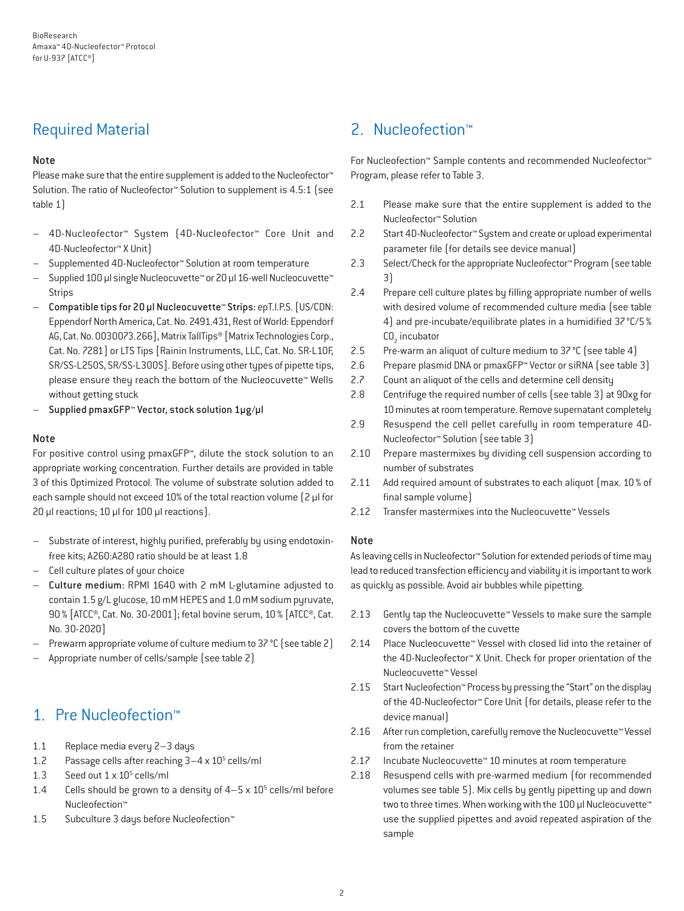## Required Material

### Note

Please make sure that the entire supplement is added to the Nucleofector™ Solution. The ratio of Nucleofector™ Solution to supplement is 4.5:1 (see table 1)

- 4D-Nucleofector™ System (4D-Nucleofector™ Core Unit and 4D-Nucleofector™ X Unit)
- Supplemented 4D-Nucleofector™ Solution at room temperature
- Supplied 100 µl single Nucleocuvette™ or 20 µl 16-well Nucleocuvette™ Strips
- **Compatible tips for 20 µl Nucleocuvette™ Strips:** epT.I.P.S. [US/CDN: Eppendorf North America, Cat. No. 2491.431, Rest of World: Eppendorf AG, Cat. No. 0030073.266], Matrix TallTips® [Matrix Technologies Corp., Cat. No. 7281] or LTS Tips [Rainin Instruments, LLC, Cat. No. SR-L10F, SR/SS-L250S, SR/SS-L300S]. Before using other types of pipette tips, please ensure they reach the bottom of the Nucleocuvette™ Wells without getting stuck
- **Supplied pmaxGFP™ Vector, stock solution 1µg/µl**

### Note

For positive control using pmaxGFP™, dilute the stock solution to an appropriate working concentration. Further details are provided in table 3 of this Optimized Protocol. The volume of substrate solution added to each sample should not exceed 10% of the total reaction volume (2 µl for 20 µl reactions; 10 µl for 100 µl reactions).

- Substrate of interest, highly purified, preferably by using endotoxin-free kits; A260:A280 ratio should be at least 1.8
- Cell culture plates of your choice
- **Culture medium:** RPMI 1640 with 2 mM L-glutamine adjusted to contain 1.5 g/L glucose, 10 mM HEPES and 1.0 mM sodium pyruvate, 90 % [ATCC®, Cat. No. 30-2001]; fetal bovine serum, 10 % [ATCC®, Cat. No. 30-2020]
- Prewarm appropriate volume of culture medium to 37 °C (see table 2)
- Appropriate number of cells/sample (see table 2)

## 1. Pre Nucleofection™

1.1 Replace media every 2–3 days
1.2 Passage cells after reaching 3–4 x $10^5$ cells/ml
1.3 Seed out 1 x $10^5$ cells/ml
1.4 Cells should be grown to a density of 4–5 x $10^5$ cells/ml before Nucleofection™
1.5 Subculture 3 days before Nucleofection™

## 2. Nucleofection™

For Nucleofection™ Sample contents and recommended Nucleofector™ Program, please refer to Table 3.

2.1 Please make sure that the entire supplement is added to the Nucleofector™ Solution
2.2 Start 4D-Nucleofector™ System and create or upload experimental parameter file (for details see device manual)
2.3 Select/Check for the appropriate Nucleofector™ Program (see table 3)
2.4 Prepare cell culture plates by filling appropriate number of wells with desired volume of recommended culture media (see table 4) and pre-incubate/equilibrate plates in a humidified 37 °C/5 % $CO_2$ incubator
2.5 Pre-warm an aliquot of culture medium to 37 °C (see table 4)
2.6 Prepare plasmid DNA or pmaxGFP™ Vector or siRNA (see table 3)
2.7 Count an aliquot of the cells and determine cell density
2.8 Centrifuge the required number of cells (see table 3) at 90xg for 10 minutes at room temperature. Remove supernatant completely
2.9 Resuspend the cell pellet carefully in room temperature 4D-Nucleofector™ Solution (see table 3)
2.10 Prepare mastermixes by dividing cell suspension according to number of substrates
2.11 Add required amount of substrates to each aliquot (max. 10 % of final sample volume)
2.12 Transfer mastermixes into the Nucleocuvette™ Vessels

### Note

As leaving cells in Nucleofector™ Solution for extended periods of time may lead to reduced transfection efficiency and viability it is important to work as quickly as possible. Avoid air bubbles while pipetting.

2.13 Gently tap the Nucleocuvette™ Vessels to make sure the sample covers the bottom of the cuvette
2.14 Place Nucleocuvette™ Vessel with closed lid into the retainer of the 4D-Nucleofector™ X Unit. Check for proper orientation of the Nucleocuvette™ Vessel
2.15 Start Nucleofection™ Process by pressing the "Start" on the display of the 4D-Nucleofector™ Core Unit (for details, please refer to the device manual)
2.16 After run completion, carefully remove the Nucleocuvette™ Vessel from the retainer
2.17 Incubate Nucleocuvette™ 10 minutes at room temperature
2.18 Resuspend cells with pre-warmed medium (for recommended volumes see table 5). Mix cells by gently pipetting up and down two to three times. When working with the 100 µl Nucleocuvette™ use the supplied pipettes and avoid repeated aspiration of the sample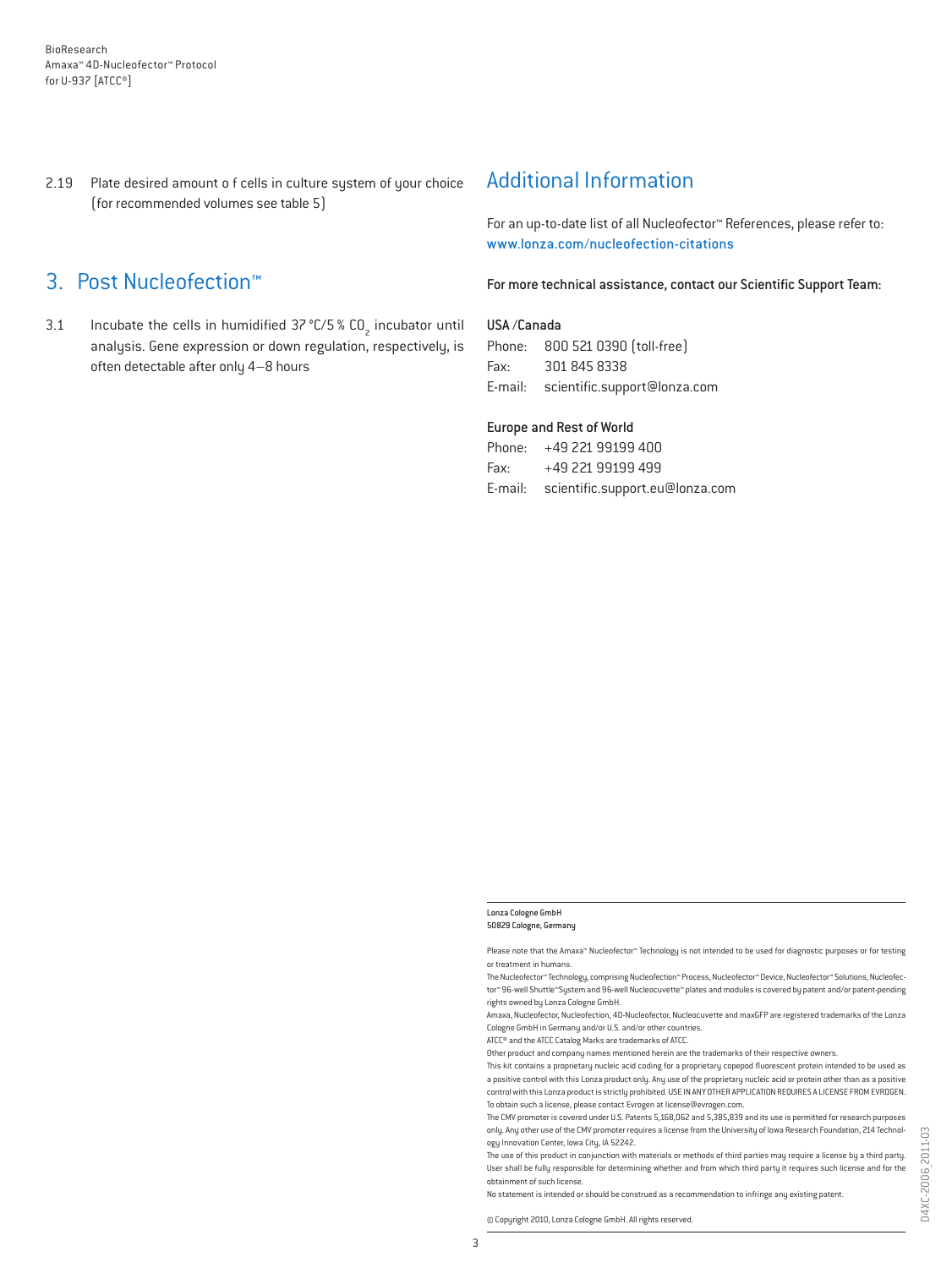2.19 Plate desired amount o f cells in culture system of your choice (for recommended volumes see table 5)

## 3. Post Nucleofection™

3.1 Incubate the cells in humidified 37 °C/5 % $CO_2$ incubator until analysis. Gene expression or down regulation, respectively, is often detectable after only 4–8 hours

## Additional Information

For an up-to-date list of all Nucleofector™ References, please refer to:
www.lonza.com/nucleofection-citations

**For more technical assistance, contact our Scientific Support Team:**

**USA /Canada**

Phone: 800 521 0390 (toll-free)
Fax: 301 845 8338
E-mail: scientific.support@lonza.com

**Europe and Rest of World**

Phone: +49 221 99199 400
Fax: +49 221 99199 499
E-mail: scientific.support.eu@lonza.com

**Lonza Cologne GmbH**
**50829 Cologne, Germany**

Please note that the Amaxa™ Nucleofector™ Technology is not intended to be used for diagnostic purposes or for testing or treatment in humans.

The Nucleofector™ Technology, comprising Nucleofection™ Process, Nucleofector™ Device, Nucleofector™ Solutions, Nucleofector™ 96-well Shuttle™System and 96-well Nucleocuvette™ plates and modules is covered by patent and/or patent-pending rights owned by Lonza Cologne GmbH.

Amaxa, Nucleofector, Nucleofection, 4D-Nucleofector, Nucleocuvette and maxGFP are registered trademarks of the Lonza Cologne GmbH in Germany and/or U.S. and/or other countries.

ATCC® and the ATCC Catalog Marks are trademarks of ATCC.

Other product and company names mentioned herein are the trademarks of their respective owners.

This kit contains a proprietary nucleic acid coding for a proprietary copepod fluorescent protein intended to be used as a positive control with this Lonza product only. Any use of the proprietary nucleic acid or protein other than as a positive control with this Lonza product is strictly prohibited. USE IN ANY OTHER APPLICATION REQUIRES A LICENSE FROM EVROGEN. To obtain such a license, please contact Evrogen at license@evrogen.com.

The CMV promoter is covered under U.S. Patents 5,168,062 and 5,385,839 and its use is permitted for research purposes only. Any other use of the CMV promoter requires a license from the University of Iowa Research Foundation, 214 Technology Innovation Center, Iowa City, IA 52242.

The use of this product in conjunction with materials or methods of third parties may require a license by a third party. User shall be fully responsible for determining whether and from which third party it requires such license and for the obtainment of such license.

No statement is intended or should be construed as a recommendation to infringe any existing patent.

© Copyright 2010, Lonza Cologne GmbH. All rights reserved.

D4XC-2006_2011-03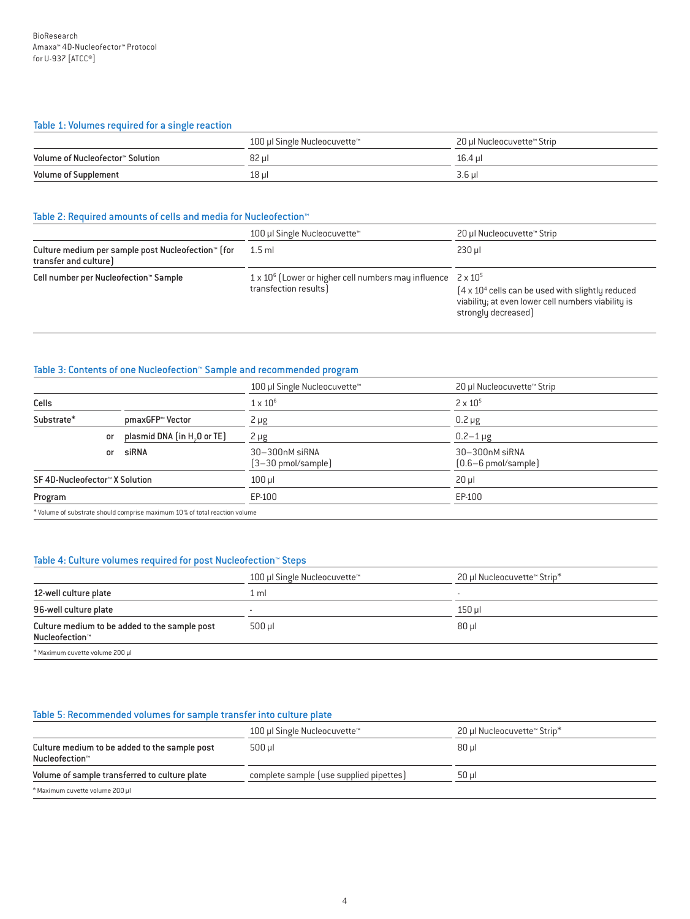### Table 1: Volumes required for a single reaction

| | 100 µl Single Nucleocuvette™ | 20 µl Nucleocuvette™ Strip |
|---|---|---|
| Volume of Nucleofector™ Solution | 82 µl | 16.4 µl |
| Volume of Supplement | 18 µl | 3.6 µl |

### Table 2: Required amounts of cells and media for Nucleofection™

| | 100 µl Single Nucleocuvette™ | 20 µl Nucleocuvette™ Strip |
|---|---|---|
| Culture medium per sample post Nucleofection™ (for transfer and culture) | 1.5 ml | 230 µl |
| Cell number per Nucleofection™ Sample | $1 \times 10^6$ (Lower or higher cell numbers may influence transfection results) | $2 \times 10^5$ ($4 \times 10^4$ cells can be used with slightly reduced viability; at even lower cell numbers viability is strongly decreased) |

### Table 3: Contents of one Nucleofection™ Sample and recommended program

| | | 100 µl Single Nucleocuvette™ | 20 µl Nucleocuvette™ Strip |
|---|---|---|---|
| Cells | | $1 \times 10^6$ | $2 \times 10^5$ |
| Substrate* | pmaxGFP™ Vector | 2 µg | 0.2 µg |
| or | plasmid DNA (in $H_2O$ or TE) | 2 µg | 0.2–1 µg |
| or | siRNA | 30–300nM siRNA (3–30 pmol/sample) | 30–300nM siRNA (0.6–6 pmol/sample) |
| SF 4D-Nucleofector™ X Solution | | 100 µl | 20 µl |
| Program | | EP-100 | EP-100 |

\* Volume of substrate should comprise maximum 10 % of total reaction volume

### Table 4: Culture volumes required for post Nucleofection™ Steps

| | 100 µl Single Nucleocuvette™ | 20 µl Nucleocuvette™ Strip* |
|---|---|---|
| 12-well culture plate | 1 ml | - |
| 96-well culture plate | - | 150 µl |
| Culture medium to be added to the sample post Nucleofection™ | 500 µl | 80 µl |

\* Maximum cuvette volume 200 µl

### Table 5: Recommended volumes for sample transfer into culture plate

| | 100 µl Single Nucleocuvette™ | 20 µl Nucleocuvette™ Strip* |
|---|---|---|
| Culture medium to be added to the sample post Nucleofection™ | 500 µl | 80 µl |
| Volume of sample transferred to culture plate | complete sample (use supplied pipettes) | 50 µl |

\* Maximum cuvette volume 200 µl